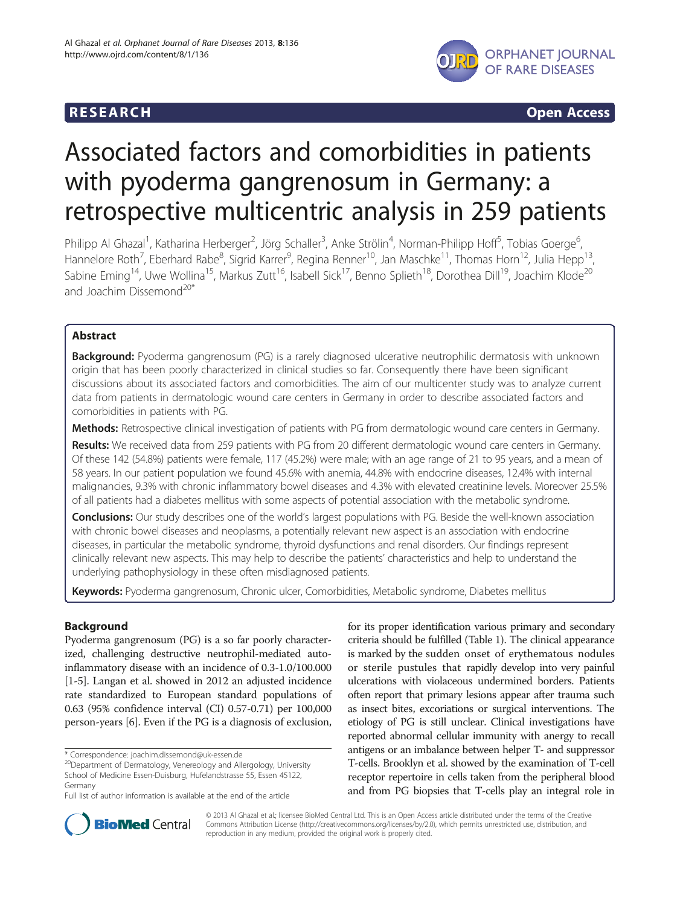RESEARCH Open Access

# Associated factors and comorbidities in patients with pyoderma gangrenosum in Germany: a retrospective multicentric analysis in 259 patients

Philipp Al Ghazal[1], Katharina Herberger[2], Jörg Schaller[3], Anke Strölin[4], Norman-Philipp Hoff[5], Tobias Goerge[6], Hannelore Roth[7], Eberhard Rabe[8], Sigrid Karrer[9], Regina Renner[10], Jan Maschke[11], Thomas Horn[12], Julia Hepp[13], Sabine Eming[14], Uwe Wollina[15], Markus Zutt[16], Isabell Sick[17], Benno Splieth[18], Dorothea Dill[19], Joachim Klode[20] and Joachim Dissemond[20*]

## Abstract

**Background:** Pyoderma gangrenosum (PG) is a rarely diagnosed ulcerative neutrophilic dermatosis with unknown origin that has been poorly characterized in clinical studies so far. Consequently there have been significant discussions about its associated factors and comorbidities. The aim of our multicenter study was to analyze current data from patients in dermatologic wound care centers in Germany in order to describe associated factors and comorbidities in patients with PG.

**Methods:** Retrospective clinical investigation of patients with PG from dermatologic wound care centers in Germany.

**Results:** We received data from 259 patients with PG from 20 different dermatologic wound care centers in Germany. Of these 142 (54.8%) patients were female, 117 (45.2%) were male; with an age range of 21 to 95 years, and a mean of 58 years. In our patient population we found 45.6% with anemia, 44.8% with endocrine diseases, 12.4% with internal malignancies, 9.3% with chronic inflammatory bowel diseases and 4.3% with elevated creatinine levels. Moreover 25.5% of all patients had a diabetes mellitus with some aspects of potential association with the metabolic syndrome.

**Conclusions:** Our study describes one of the world's largest populations with PG. Beside the well-known association with chronic bowel diseases and neoplasms, a potentially relevant new aspect is an association with endocrine diseases, in particular the metabolic syndrome, thyroid dysfunctions and renal disorders. Our findings represent clinically relevant new aspects. This may help to describe the patients' characteristics and help to understand the underlying pathophysiology in these often misdiagnosed patients.

**Keywords:** Pyoderma gangrenosum, Chronic ulcer, Comorbidities, Metabolic syndrome, Diabetes mellitus

## Background

Pyoderma gangrenosum (PG) is a so far poorly characterized, challenging destructive neutrophil-mediated autoinflammatory disease with an incidence of 0.3-1.0/100.000 [1-5]. Langan et al. showed in 2012 an adjusted incidence rate standardized to European standard populations of 0.63 (95% confidence interval (CI) 0.57-0.71) per 100,000 person-years [6]. Even if the PG is a diagnosis of exclusion, for its proper identification various primary and secondary criteria should be fulfilled (Table 1). The clinical appearance is marked by the sudden onset of erythematous nodules or sterile pustules that rapidly develop into very painful ulcerations with violaceous undermined borders. Patients often report that primary lesions appear after trauma such as insect bites, excoriations or surgical interventions. The etiology of PG is still unclear. Clinical investigations have reported abnormal cellular immunity with anergy to recall antigens or an imbalance between helper T- and suppressor T-cells. Brooklyn et al. showed by the examination of T-cell receptor repertoire in cells taken from the peripheral blood and from PG biopsies that T-cells play an integral role in

* Correspondence: joachim.dissemond@uk-essen.de
[20]Department of Dermatology, Venereology and Allergology, University School of Medicine Essen-Duisburg, Hufelandstrasse 55, Essen 45122, Germany
Full list of author information is available at the end of the article

© 2013 Al Ghazal et al.; licensee BioMed Central Ltd. This is an Open Access article distributed under the terms of the Creative Commons Attribution License (http://creativecommons.org/licenses/by/2.0), which permits unrestricted use, distribution, and reproduction in any medium, provided the original work is properly cited.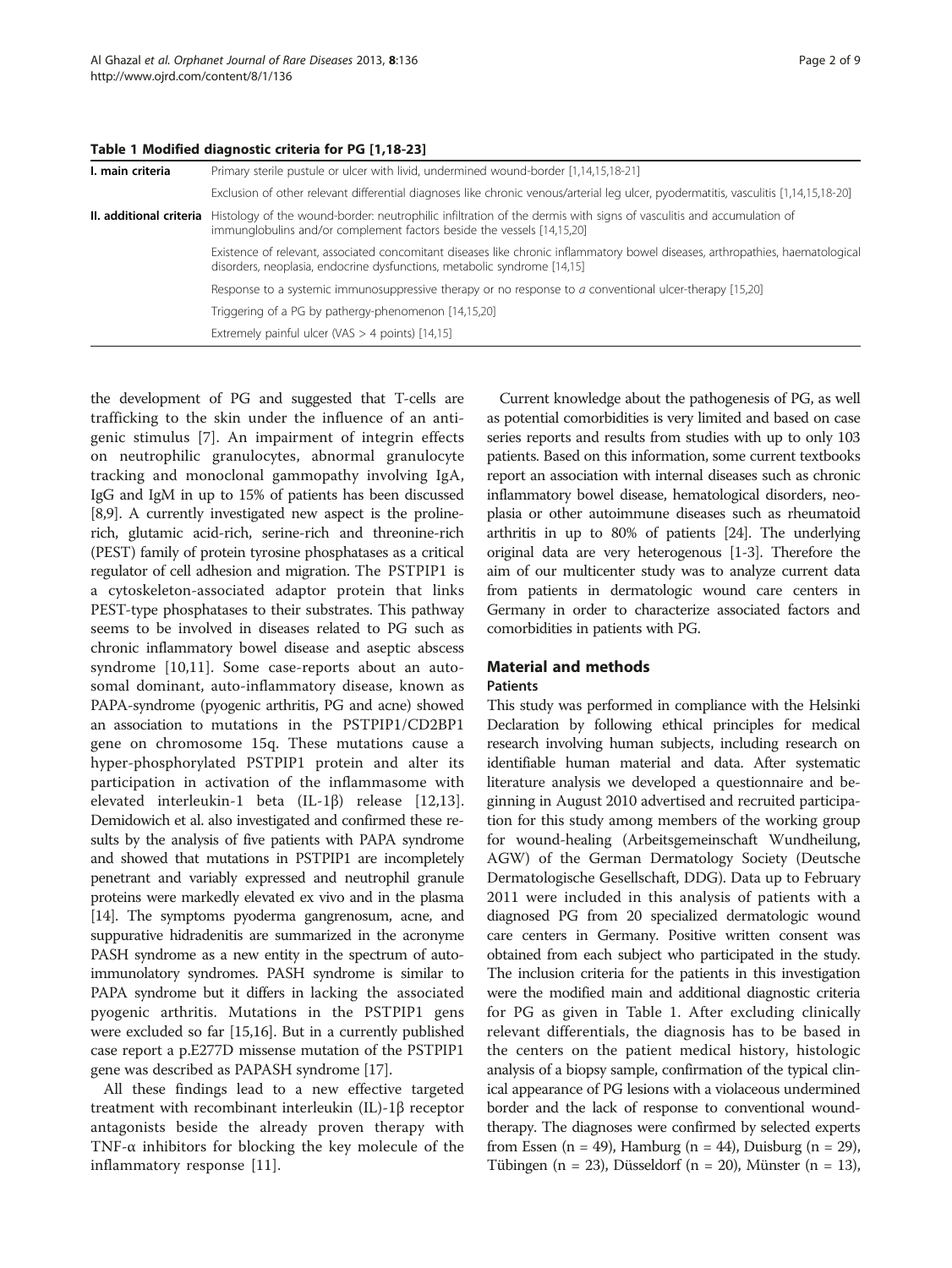**Table 1 Modified diagnostic criteria for PG [1,18-23]**

| | |
|---|---|
| **I. main criteria** | Primary sterile pustule or ulcer with livid, undermined wound-border [1,14,15,18-21] |
| | Exclusion of other relevant differential diagnoses like chronic venous/arterial leg ulcer, pyodermatitis, vasculitis [1,14,15,18-20] |
| **II. additional criteria** | Histology of the wound-border: neutrophilic infiltration of the dermis with signs of vasculitis and accumulation of immunglobulins and/or complement factors beside the vessels [14,15,20] |
| | Existence of relevant, associated concomitant diseases like chronic inflammatory bowel diseases, arthropathies, haematological disorders, neoplasia, endocrine dysfunctions, metabolic syndrome [14,15] |
| | Response to a systemic immunosuppressive therapy or no response to *a* conventional ulcer-therapy [15,20] |
| | Triggering of a PG by pathergy-phenomenon [14,15,20] |
| | Extremely painful ulcer (VAS > 4 points) [14,15] |

the development of PG and suggested that T-cells are trafficking to the skin under the influence of an antigenic stimulus [7]. An impairment of integrin effects on neutrophilic granulocytes, abnormal granulocyte tracking and monoclonal gammopathy involving IgA, IgG and IgM in up to 15% of patients has been discussed [8,9]. A currently investigated new aspect is the proline-rich, glutamic acid-rich, serine-rich and threonine-rich (PEST) family of protein tyrosine phosphatases as a critical regulator of cell adhesion and migration. The PSTPIP1 is a cytoskeleton-associated adaptor protein that links PEST-type phosphatases to their substrates. This pathway seems to be involved in diseases related to PG such as chronic inflammatory bowel disease and aseptic abscess syndrome [10,11]. Some case-reports about an autosomal dominant, auto-inflammatory disease, known as PAPA-syndrome (pyogenic arthritis, PG and acne) showed an association to mutations in the PSTPIP1/CD2BP1 gene on chromosome 15q. These mutations cause a hyper-phosphorylated PSTPIP1 protein and alter its participation in activation of the inflammasome with elevated interleukin-1 beta (IL-1β) release [12,13]. Demidowich et al. also investigated and confirmed these results by the analysis of five patients with PAPA syndrome and showed that mutations in PSTPIP1 are incompletely penetrant and variably expressed and neutrophil granule proteins were markedly elevated ex vivo and in the plasma [14]. The symptoms pyoderma gangrenosum, acne, and suppurative hidradenitis are summarized in the acronyme PASH syndrome as a new entity in the spectrum of autoimmunolatory syndromes. PASH syndrome is similar to PAPA syndrome but it differs in lacking the associated pyogenic arthritis. Mutations in the PSTPIP1 gens were excluded so far [15,16]. But in a currently published case report a p.E277D missense mutation of the PSTPIP1 gene was described as PAPASH syndrome [17].

All these findings lead to a new effective targeted treatment with recombinant interleukin (IL)-1β receptor antagonists beside the already proven therapy with TNF-α inhibitors for blocking the key molecule of the inflammatory response [11].

Current knowledge about the pathogenesis of PG, as well as potential comorbidities is very limited and based on case series reports and results from studies with up to only 103 patients. Based on this information, some current textbooks report an association with internal diseases such as chronic inflammatory bowel disease, hematological disorders, neoplasia or other autoimmune diseases such as rheumatoid arthritis in up to 80% of patients [24]. The underlying original data are very heterogenous [1-3]. Therefore the aim of our multicenter study was to analyze current data from patients in dermatologic wound care centers in Germany in order to characterize associated factors and comorbidities in patients with PG.

## Material and methods

### Patients

This study was performed in compliance with the Helsinki Declaration by following ethical principles for medical research involving human subjects, including research on identifiable human material and data. After systematic literature analysis we developed a questionnaire and beginning in August 2010 advertised and recruited participation for this study among members of the working group for wound-healing (Arbeitsgemeinschaft Wundheilung, AGW) of the German Dermatology Society (Deutsche Dermatologische Gesellschaft, DDG). Data up to February 2011 were included in this analysis of patients with a diagnosed PG from 20 specialized dermatologic wound care centers in Germany. Positive written consent was obtained from each subject who participated in the study. The inclusion criteria for the patients in this investigation were the modified main and additional diagnostic criteria for PG as given in Table 1. After excluding clinically relevant differentials, the diagnosis has to be based in the centers on the patient medical history, histologic analysis of a biopsy sample, confirmation of the typical clinical appearance of PG lesions with a violaceous undermined border and the lack of response to conventional wound-therapy. The diagnoses were confirmed by selected experts from Essen (n = 49), Hamburg (n = 44), Duisburg (n = 29), Tübingen (n = 23), Düsseldorf (n = 20), Münster (n = 13),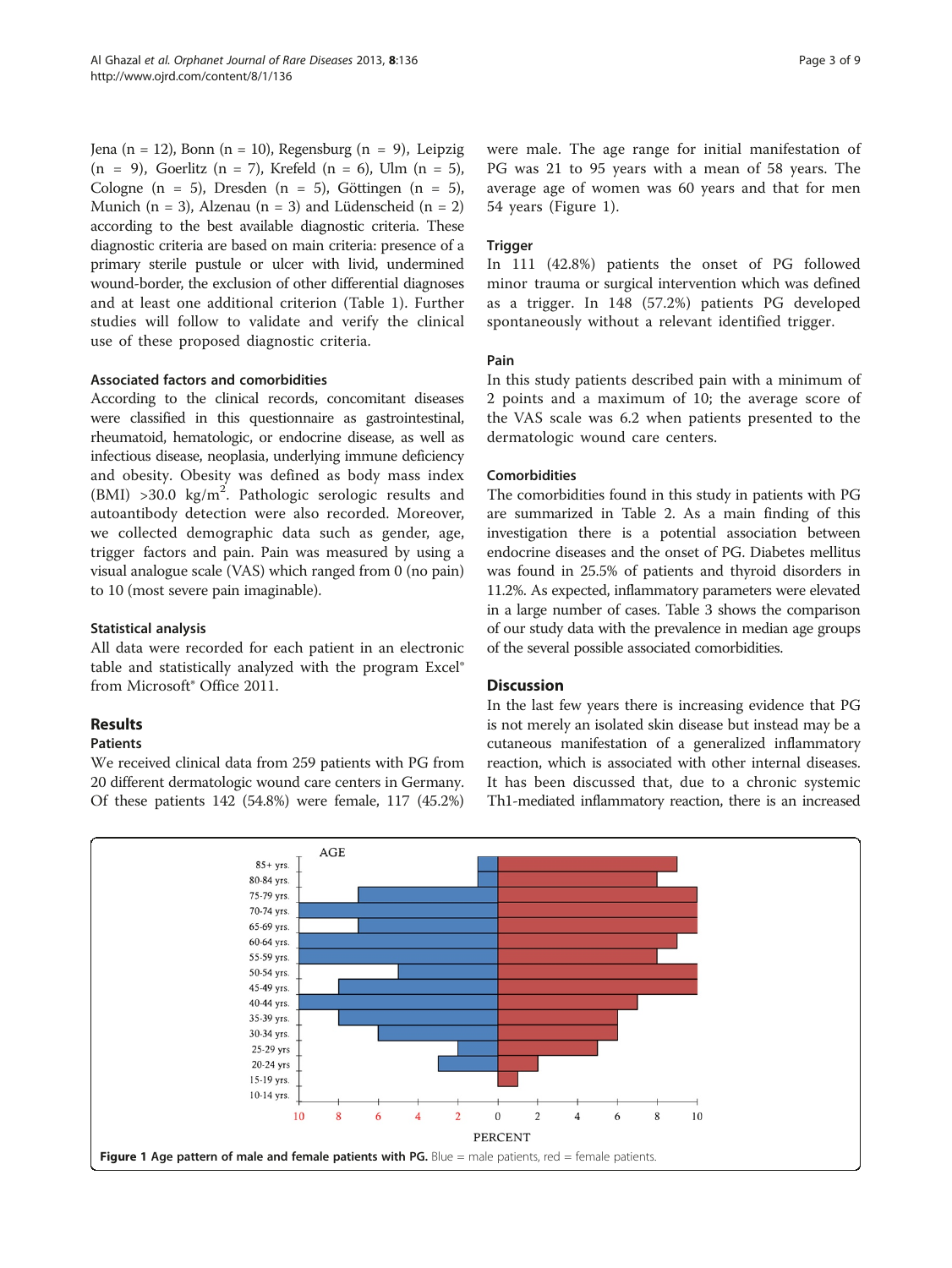Jena (n = 12), Bonn (n = 10), Regensburg (n = 9), Leipzig (n = 9), Goerlitz (n = 7), Krefeld (n = 6), Ulm (n = 5), Cologne (n = 5), Dresden (n = 5), Göttingen (n = 5), Munich (n = 3), Alzenau (n = 3) and Lüdenscheid (n = 2) according to the best available diagnostic criteria. These diagnostic criteria are based on main criteria: presence of a primary sterile pustule or ulcer with livid, undermined wound-border, the exclusion of other differential diagnoses and at least one additional criterion (Table 1). Further studies will follow to validate and verify the clinical use of these proposed diagnostic criteria.

### Associated factors and comorbidities

According to the clinical records, concomitant diseases were classified in this questionnaire as gastrointestinal, rheumatoid, hematologic, or endocrine disease, as well as infectious disease, neoplasia, underlying immune deficiency and obesity. Obesity was defined as body mass index (BMI) >30.0 kg/m$^2$. Pathologic serologic results and autoantibody detection were also recorded. Moreover, we collected demographic data such as gender, age, trigger factors and pain. Pain was measured by using a visual analogue scale (VAS) which ranged from 0 (no pain) to 10 (most severe pain imaginable).

### Statistical analysis

All data were recorded for each patient in an electronic table and statistically analyzed with the program Excel® from Microsoft® Office 2011.

## Results

### Patients

We received clinical data from 259 patients with PG from 20 different dermatologic wound care centers in Germany. Of these patients 142 (54.8%) were female, 117 (45.2%) were male. The age range for initial manifestation of PG was 21 to 95 years with a mean of 58 years. The average age of women was 60 years and that for men 54 years (Figure 1).

### Trigger

In 111 (42.8%) patients the onset of PG followed minor trauma or surgical intervention which was defined as a trigger. In 148 (57.2%) patients PG developed spontaneously without a relevant identified trigger.

### Pain

In this study patients described pain with a minimum of 2 points and a maximum of 10; the average score of the VAS scale was 6.2 when patients presented to the dermatologic wound care centers.

### Comorbidities

The comorbidities found in this study in patients with PG are summarized in Table 2. As a main finding of this investigation there is a potential association between endocrine diseases and the onset of PG. Diabetes mellitus was found in 25.5% of patients and thyroid disorders in 11.2%. As expected, inflammatory parameters were elevated in a large number of cases. Table 3 shows the comparison of our study data with the prevalence in median age groups of the several possible associated comorbidities.

## Discussion

In the last few years there is increasing evidence that PG is not merely an isolated skin disease but instead may be a cutaneous manifestation of a generalized inflammatory reaction, which is associated with other internal diseases. It has been discussed that, due to a chronic systemic Th1-mediated inflammatory reaction, there is an increased

AGE

85+ yrs.
80-84 yrs.
75-79 yrs.
70-74 yrs.
65-69 yrs.
60-64 yrs.
55-59 yrs.
50-54 yrs.
45-49 yrs.
40-44 yrs.
35-39 yrs.
30-34 yrs.
25-29 yrs
20-24 yrs
15-19 yrs.
10-14 yrs.

10 8 6 4 2 0 2 4 6 8 10

PERCENT

**Figure 1 Age pattern of male and female patients with PG.** Blue = male patients, red = female patients.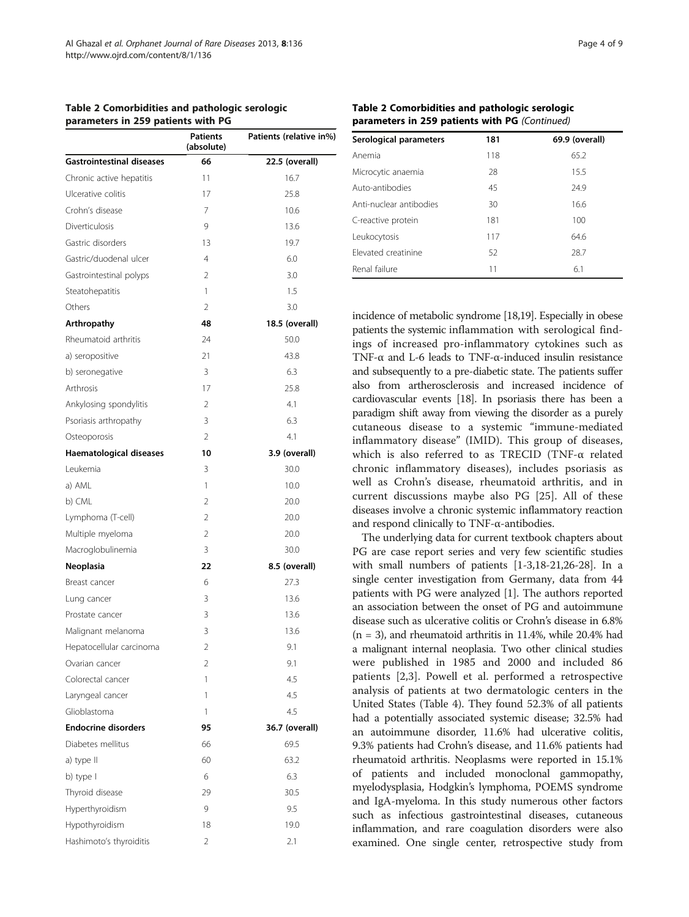**Table 2 Comorbidities and pathologic serologic parameters in 259 patients with PG**

| | Patients (absolute) | Patients (relative in%) |
|---|---|---|
| **Gastrointestinal diseases** | **66** | **22.5 (overall)** |
| Chronic active hepatitis | 11 | 16.7 |
| Ulcerative colitis | 17 | 25.8 |
| Crohn's disease | 7 | 10.6 |
| Diverticulosis | 9 | 13.6 |
| Gastric disorders | 13 | 19.7 |
| Gastric/duodenal ulcer | 4 | 6.0 |
| Gastrointestinal polyps | 2 | 3.0 |
| Steatohepatitis | 1 | 1.5 |
| Others | 2 | 3.0 |
| **Arthropathy** | **48** | **18.5 (overall)** |
| Rheumatoid arthritis | 24 | 50.0 |
| a) seropositive | 21 | 43.8 |
| b) seronegative | 3 | 6.3 |
| Arthrosis | 17 | 25.8 |
| Ankylosing spondylitis | 2 | 4.1 |
| Psoriasis arthropathy | 3 | 6.3 |
| Osteoporosis | 2 | 4.1 |
| **Haematological diseases** | **10** | **3.9 (overall)** |
| Leukemia | 3 | 30.0 |
| a) AML | 1 | 10.0 |
| b) CML | 2 | 20.0 |
| Lymphoma (T-cell) | 2 | 20.0 |
| Multiple myeloma | 2 | 20.0 |
| Macroglobulinemia | 3 | 30.0 |
| **Neoplasia** | **22** | **8.5 (overall)** |
| Breast cancer | 6 | 27.3 |
| Lung cancer | 3 | 13.6 |
| Prostate cancer | 3 | 13.6 |
| Malignant melanoma | 3 | 13.6 |
| Hepatocellular carcinoma | 2 | 9.1 |
| Ovarian cancer | 2 | 9.1 |
| Colorectal cancer | 1 | 4.5 |
| Laryngeal cancer | 1 | 4.5 |
| Glioblastoma | 1 | 4.5 |
| **Endocrine disorders** | **95** | **36.7 (overall)** |
| Diabetes mellitus | 66 | 69.5 |
| a) type II | 60 | 63.2 |
| b) type I | 6 | 6.3 |
| Thyroid disease | 29 | 30.5 |
| Hyperthyroidism | 9 | 9.5 |
| Hypothyroidism | 18 | 19.0 |
| Hashimoto's thyroiditis | 2 | 2.1 |
| **Serological parameters** | **181** | **69.9 (overall)** |
| Anemia | 118 | 65.2 |
| Microcytic anaemia | 28 | 15.5 |
| Auto-antibodies | 45 | 24.9 |
| Anti-nuclear antibodies | 30 | 16.6 |
| C-reactive protein | 181 | 100 |
| Leukocytosis | 117 | 64.6 |
| Elevated creatinine | 52 | 28.7 |
| Renal failure | 11 | 6.1 |

incidence of metabolic syndrome [18,19]. Especially in obese patients the systemic inflammation with serological findings of increased pro-inflammatory cytokines such as TNF-α and L-6 leads to TNF-α-induced insulin resistance and subsequently to a pre-diabetic state. The patients suffer also from artherosclerosis and increased incidence of cardiovascular events [18]. In psoriasis there has been a paradigm shift away from viewing the disorder as a purely cutaneous disease to a systemic "immune-mediated inflammatory disease" (IMID). This group of diseases, which is also referred to as TRECID (TNF-α related chronic inflammatory diseases), includes psoriasis as well as Crohn's disease, rheumatoid arthritis, and in current discussions maybe also PG [25]. All of these diseases involve a chronic systemic inflammatory reaction and respond clinically to TNF-α-antibodies.

The underlying data for current textbook chapters about PG are case report series and very few scientific studies with small numbers of patients [1-3,18-21,26-28]. In a single center investigation from Germany, data from 44 patients with PG were analyzed [1]. The authors reported an association between the onset of PG and autoimmune disease such as ulcerative colitis or Crohn's disease in 6.8% (n = 3), and rheumatoid arthritis in 11.4%, while 20.4% had a malignant internal neoplasia. Two other clinical studies were published in 1985 and 2000 and included 86 patients [2,3]. Powell et al. performed a retrospective analysis of patients at two dermatologic centers in the United States (Table 4). They found 52.3% of all patients had a potentially associated systemic disease; 32.5% had an autoimmune disorder, 11.6% had ulcerative colitis, 9.3% patients had Crohn's disease, and 11.6% patients had rheumatoid arthritis. Neoplasms were reported in 15.1% of patients and included monoclonal gammopathy, myelodysplasia, Hodgkin's lymphoma, POEMS syndrome and IgA-myeloma. In this study numerous other factors such as infectious gastrointestinal diseases, cutaneous inflammation, and rare coagulation disorders were also examined. One single center, retrospective study from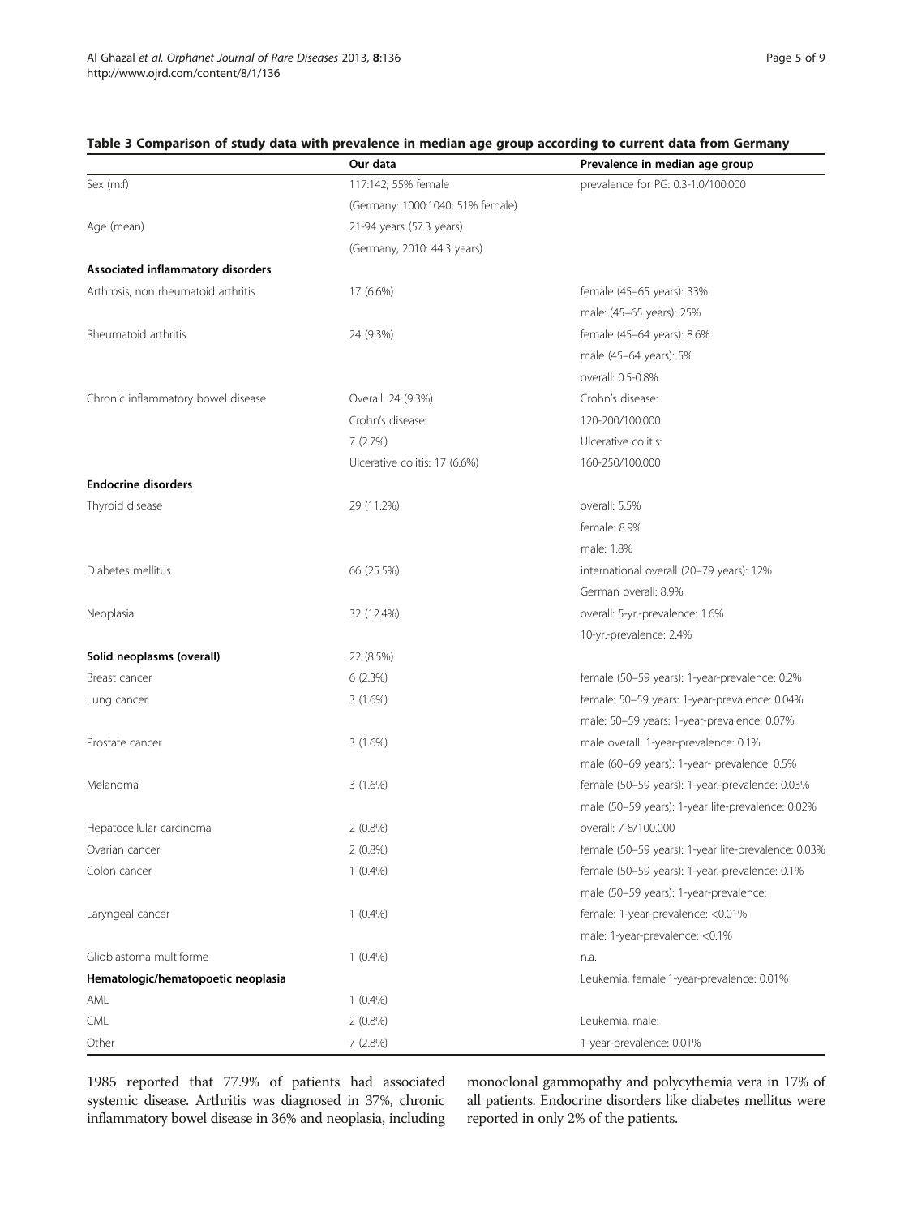**Table 3 Comparison of study data with prevalence in median age group according to current data from Germany**

| | Our data | Prevalence in median age group |
|---|---|---|
| Sex (m:f) | 117:142; 55% female | prevalence for PG: 0.3-1.0/100.000 |
| | (Germany: 1000:1040; 51% female) | |
| Age (mean) | 21-94 years (57.3 years) | |
| | (Germany, 2010: 44.3 years) | |
| **Associated inflammatory disorders** | | |
| Arthrosis, non rheumatoid arthritis | 17 (6.6%) | female (45–65 years): 33% |
| | | male: (45–65 years): 25% |
| Rheumatoid arthritis | 24 (9.3%) | female (45–64 years): 8.6% |
| | | male (45–64 years): 5% |
| | | overall: 0.5-0.8% |
| Chronic inflammatory bowel disease | Overall: 24 (9.3%) | Crohn's disease: |
| | Crohn's disease: | 120-200/100.000 |
| | 7 (2.7%) | Ulcerative colitis: |
| | Ulcerative colitis: 17 (6.6%) | 160-250/100.000 |
| **Endocrine disorders** | | |
| Thyroid disease | 29 (11.2%) | overall: 5.5% |
| | | female: 8.9% |
| | | male: 1.8% |
| Diabetes mellitus | 66 (25.5%) | international overall (20–79 years): 12% |
| | | German overall: 8.9% |
| Neoplasia | 32 (12.4%) | overall: 5-yr.-prevalence: 1.6% |
| | | 10-yr.-prevalence: 2.4% |
| **Solid neoplasms (overall)** | 22 (8.5%) | |
| Breast cancer | 6 (2.3%) | female (50–59 years): 1-year-prevalence: 0.2% |
| Lung cancer | 3 (1.6%) | female: 50–59 years: 1-year-prevalence: 0.04% |
| | | male: 50–59 years: 1-year-prevalence: 0.07% |
| Prostate cancer | 3 (1.6%) | male overall: 1-year-prevalence: 0.1% |
| | | male (60–69 years): 1-year- prevalence: 0.5% |
| Melanoma | 3 (1.6%) | female (50–59 years): 1-year.-prevalence: 0.03% |
| | | male (50–59 years): 1-year life-prevalence: 0.02% |
| Hepatocellular carcinoma | 2 (0.8%) | overall: 7-8/100.000 |
| Ovarian cancer | 2 (0.8%) | female (50–59 years): 1-year life-prevalence: 0.03% |
| Colon cancer | 1 (0.4%) | female (50–59 years): 1-year.-prevalence: 0.1% |
| | | male (50–59 years): 1-year-prevalence: |
| Laryngeal cancer | 1 (0.4%) | female: 1-year-prevalence: <0.01% |
| | | male: 1-year-prevalence: <0.1% |
| Glioblastoma multiforme | 1 (0.4%) | n.a. |
| **Hematologic/hematopoetic neoplasia** | | Leukemia, female:1-year-prevalence: 0.01% |
| AML | 1 (0.4%) | |
| CML | 2 (0.8%) | Leukemia, male: |
| Other | 7 (2.8%) | 1-year-prevalence: 0.01% |

1985 reported that 77.9% of patients had associated systemic disease. Arthritis was diagnosed in 37%, chronic inflammatory bowel disease in 36% and neoplasia, including monoclonal gammopathy and polycythemia vera in 17% of all patients. Endocrine disorders like diabetes mellitus were reported in only 2% of the patients.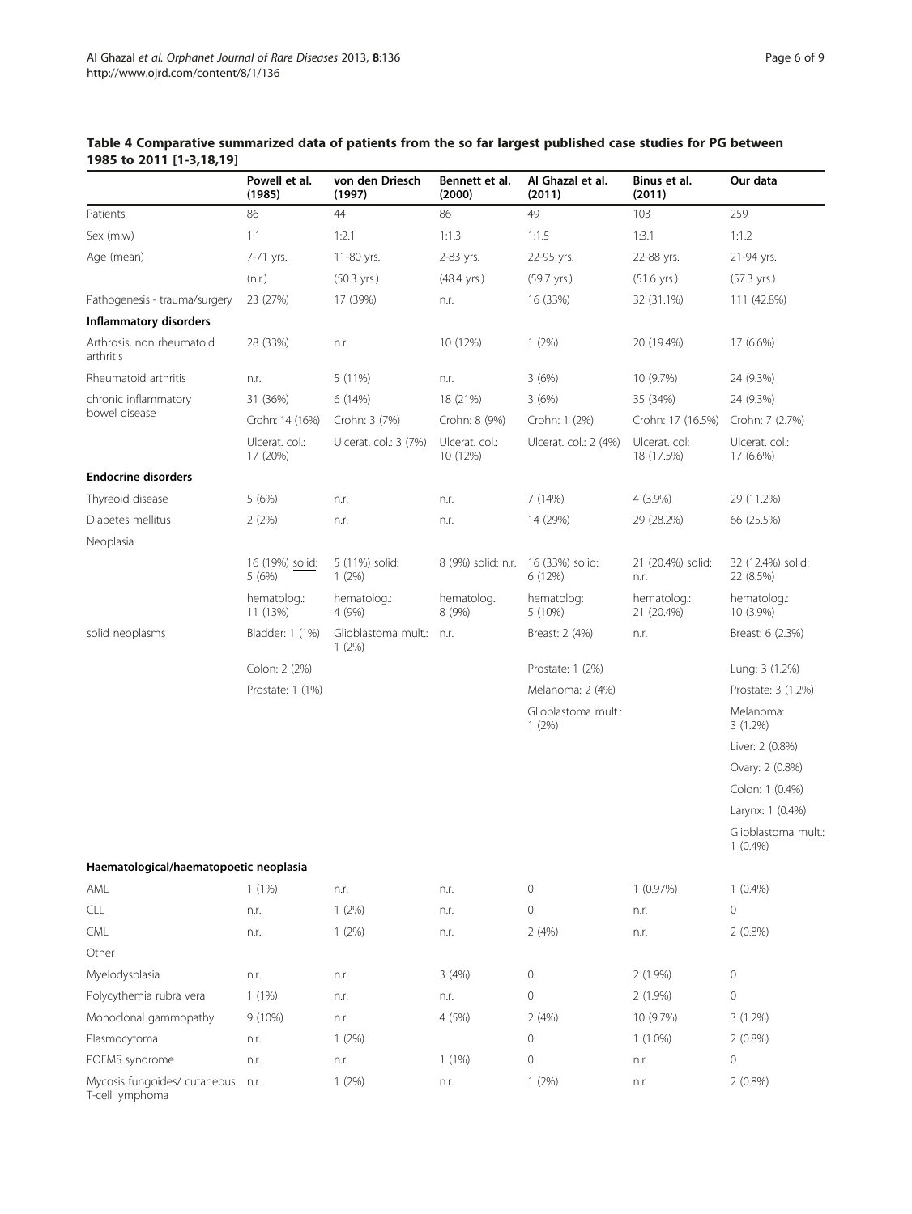**Table 4 Comparative summarized data of patients from the so far largest published case studies for PG between 1985 to 2011 [1-3,18,19]**

| | Powell et al. (1985) | von den Driesch (1997) | Bennett et al. (2000) | Al Ghazal et al. (2011) | Binus et al. (2011) | Our data |
|---|---|---|---|---|---|---|
| Patients | 86 | 44 | 86 | 49 | 103 | 259 |
| Sex (m:w) | 1:1 | 1:2.1 | 1:1.3 | 1:1.5 | 1:3.1 | 1:1.2 |
| Age (mean) | 7-71 yrs. | 11-80 yrs. | 2-83 yrs. | 22-95 yrs. | 22-88 yrs. | 21-94 yrs. |
| | (n.r.) | (50.3 yrs.) | (48.4 yrs.) | (59.7 yrs.) | (51.6 yrs.) | (57.3 yrs.) |
| Pathogenesis - trauma/surgery | 23 (27%) | 17 (39%) | n.r. | 16 (33%) | 32 (31.1%) | 111 (42.8%) |
| **Inflammatory disorders** | | | | | | |
| Arthrosis, non rheumatoid arthritis | 28 (33%) | n.r. | 10 (12%) | 1 (2%) | 20 (19.4%) | 17 (6.6%) |
| Rheumatoid arthritis | n.r. | 5 (11%) | n.r. | 3 (6%) | 10 (9.7%) | 24 (9.3%) |
| chronic inflammatory bowel disease | 31 (36%) | 6 (14%) | 18 (21%) | 3 (6%) | 35 (34%) | 24 (9.3%) |
| | Crohn: 14 (16%) | Crohn: 3 (7%) | Crohn: 8 (9%) | Crohn: 1 (2%) | Crohn: 17 (16.5%) | Crohn: 7 (2.7%) |
| | Ulcerat. col.: 17 (20%) | Ulcerat. col.: 3 (7%) | Ulcerat. col.: 10 (12%) | Ulcerat. col.: 2 (4%) | Ulcerat. col: 18 (17.5%) | Ulcerat. col.: 17 (6.6%) |
| **Endocrine disorders** | | | | | | |
| Thyreoid disease | 5 (6%) | n.r. | n.r. | 7 (14%) | 4 (3.9%) | 29 (11.2%) |
| Diabetes mellitus | 2 (2%) | n.r. | n.r. | 14 (29%) | 29 (28.2%) | 66 (25.5%) |
| Neoplasia | | | | | | |
| | 16 (19%) solid: 5 (6%) | 5 (11%) solid: 1 (2%) | 8 (9%) solid: n.r. | 16 (33%) solid: 6 (12%) | 21 (20.4%) solid: n.r. | 32 (12.4%) solid: 22 (8.5%) |
| | hematolog.: 11 (13%) | hematolog.: 4 (9%) | hematolog.: 8 (9%) | hematolog: 5 (10%) | hematolog.: 21 (20.4%) | hematolog.: 10 (3.9%) |
| solid neoplasms | Bladder: 1 (1%) | Glioblastoma mult.: 1 (2%) | n.r. | Breast: 2 (4%) | n.r. | Breast: 6 (2.3%) |
| | Colon: 2 (2%) | | | Prostate: 1 (2%) | | Lung: 3 (1.2%) |
| | Prostate: 1 (1%) | | | Melanoma: 2 (4%) | | Prostate: 3 (1.2%) |
| | | | | Glioblastoma mult.: 1 (2%) | | Melanoma: 3 (1.2%) |
| | | | | | | Liver: 2 (0.8%) |
| | | | | | | Ovary: 2 (0.8%) |
| | | | | | | Colon: 1 (0.4%) |
| | | | | | | Larynx: 1 (0.4%) |
| | | | | | | Glioblastoma mult.: 1 (0.4%) |
| **Haematological/haematopoetic neoplasia** | | | | | | |
| AML | 1 (1%) | n.r. | n.r. | 0 | 1 (0.97%) | 1 (0.4%) |
| CLL | n.r. | 1 (2%) | n.r. | 0 | n.r. | 0 |
| CML | n.r. | 1 (2%) | n.r. | 2 (4%) | n.r. | 2 (0.8%) |
| Other | | | | | | |
| Myelodysplasia | n.r. | n.r. | 3 (4%) | 0 | 2 (1.9%) | 0 |
| Polycythemia rubra vera | 1 (1%) | n.r. | n.r. | 0 | 2 (1.9%) | 0 |
| Monoclonal gammopathy | 9 (10%) | n.r. | 4 (5%) | 2 (4%) | 10 (9.7%) | 3 (1.2%) |
| Plasmocytoma | n.r. | 1 (2%) | | 0 | 1 (1.0%) | 2 (0.8%) |
| POEMS syndrome | n.r. | n.r. | 1 (1%) | 0 | n.r. | 0 |
| Mycosis fungoides/ cutaneous T-cell lymphoma | n.r. | 1 (2%) | n.r. | 1 (2%) | n.r. | 2 (0.8%) |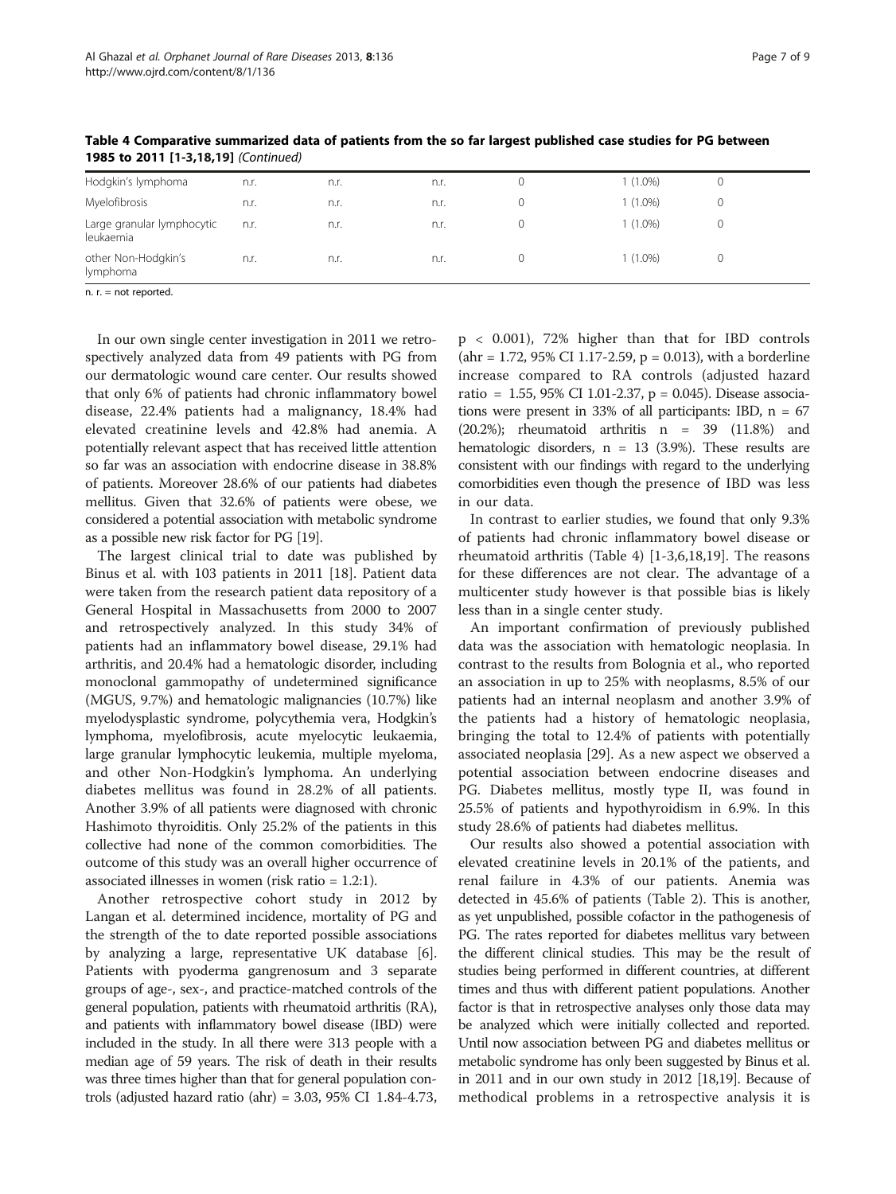**Table 4 Comparative summarized data of patients from the so far largest published case studies for PG between 1985 to 2011 [1-3,18,19]** *(Continued)*

| | | | | | | |
|---|---|---|---|---|---|---|
| Hodgkin's lymphoma | n.r. | n.r. | n.r. | 0 | 1 (1.0%) | 0 |
| Myelofibrosis | n.r. | n.r. | n.r. | 0 | 1 (1.0%) | 0 |
| Large granular lymphocytic leukaemia | n.r. | n.r. | n.r. | 0 | 1 (1.0%) | 0 |
| other Non-Hodgkin's lymphoma | n.r. | n.r. | n.r. | 0 | 1 (1.0%) | 0 |

n. r. = not reported.

In our own single center investigation in 2011 we retrospectively analyzed data from 49 patients with PG from our dermatologic wound care center. Our results showed that only 6% of patients had chronic inflammatory bowel disease, 22.4% patients had a malignancy, 18.4% had elevated creatinine levels and 42.8% had anemia. A potentially relevant aspect that has received little attention so far was an association with endocrine disease in 38.8% of patients. Moreover 28.6% of our patients had diabetes mellitus. Given that 32.6% of patients were obese, we considered a potential association with metabolic syndrome as a possible new risk factor for PG [19].

The largest clinical trial to date was published by Binus et al. with 103 patients in 2011 [18]. Patient data were taken from the research patient data repository of a General Hospital in Massachusetts from 2000 to 2007 and retrospectively analyzed. In this study 34% of patients had an inflammatory bowel disease, 29.1% had arthritis, and 20.4% had a hematologic disorder, including monoclonal gammopathy of undetermined significance (MGUS, 9.7%) and hematologic malignancies (10.7%) like myelodysplastic syndrome, polycythemia vera, Hodgkin's lymphoma, myelofibrosis, acute myelocytic leukaemia, large granular lymphocytic leukemia, multiple myeloma, and other Non-Hodgkin's lymphoma. An underlying diabetes mellitus was found in 28.2% of all patients. Another 3.9% of all patients were diagnosed with chronic Hashimoto thyroiditis. Only 25.2% of the patients in this collective had none of the common comorbidities. The outcome of this study was an overall higher occurrence of associated illnesses in women (risk ratio = 1.2:1).

Another retrospective cohort study in 2012 by Langan et al. determined incidence, mortality of PG and the strength of the to date reported possible associations by analyzing a large, representative UK database [6]. Patients with pyoderma gangrenosum and 3 separate groups of age-, sex-, and practice-matched controls of the general population, patients with rheumatoid arthritis (RA), and patients with inflammatory bowel disease (IBD) were included in the study. In all there were 313 people with a median age of 59 years. The risk of death in their results was three times higher than that for general population controls (adjusted hazard ratio (ahr) = 3.03, 95% CI 1.84-4.73, $p < 0.001$), 72% higher than that for IBD controls (ahr = 1.72, 95% CI 1.17-2.59, $p = 0.013$), with a borderline increase compared to RA controls (adjusted hazard ratio = 1.55, 95% CI 1.01-2.37, $p = 0.045$). Disease associations were present in 33% of all participants: IBD, $n = 67$ (20.2%); rheumatoid arthritis $n = 39$ (11.8%) and hematologic disorders, $n = 13$ (3.9%). These results are consistent with our findings with regard to the underlying comorbidities even though the presence of IBD was less in our data.

In contrast to earlier studies, we found that only 9.3% of patients had chronic inflammatory bowel disease or rheumatoid arthritis (Table 4) [1-3,6,18,19]. The reasons for these differences are not clear. The advantage of a multicenter study however is that possible bias is likely less than in a single center study.

An important confirmation of previously published data was the association with hematologic neoplasia. In contrast to the results from Bolognia et al., who reported an association in up to 25% with neoplasms, 8.5% of our patients had an internal neoplasm and another 3.9% of the patients had a history of hematologic neoplasia, bringing the total to 12.4% of patients with potentially associated neoplasia [29]. As a new aspect we observed a potential association between endocrine diseases and PG. Diabetes mellitus, mostly type II, was found in 25.5% of patients and hypothyroidism in 6.9%. In this study 28.6% of patients had diabetes mellitus.

Our results also showed a potential association with elevated creatinine levels in 20.1% of the patients, and renal failure in 4.3% of our patients. Anemia was detected in 45.6% of patients (Table 2). This is another, as yet unpublished, possible cofactor in the pathogenesis of PG. The rates reported for diabetes mellitus vary between the different clinical studies. This may be the result of studies being performed in different countries, at different times and thus with different patient populations. Another factor is that in retrospective analyses only those data may be analyzed which were initially collected and reported. Until now association between PG and diabetes mellitus or metabolic syndrome has only been suggested by Binus et al. in 2011 and in our own study in 2012 [18,19]. Because of methodical problems in a retrospective analysis it is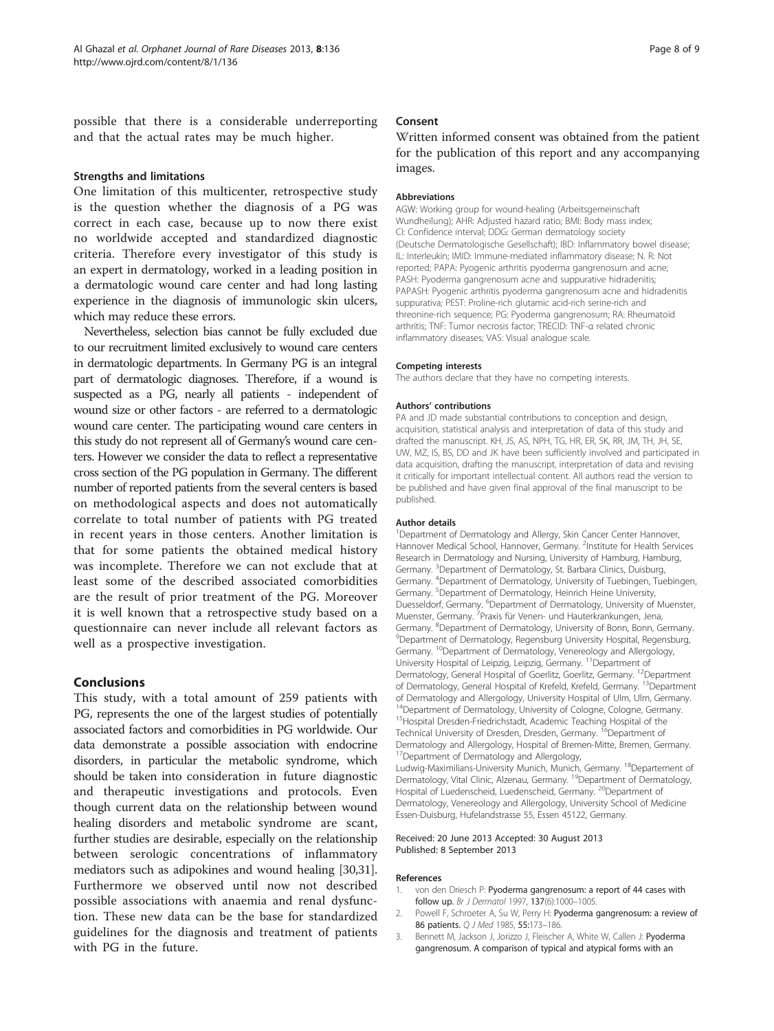possible that there is a considerable underreporting and that the actual rates may be much higher.

### Strengths and limitations

One limitation of this multicenter, retrospective study is the question whether the diagnosis of a PG was correct in each case, because up to now there exist no worldwide accepted and standardized diagnostic criteria. Therefore every investigator of this study is an expert in dermatology, worked in a leading position in a dermatologic wound care center and had long lasting experience in the diagnosis of immunologic skin ulcers, which may reduce these errors.

Nevertheless, selection bias cannot be fully excluded due to our recruitment limited exclusively to wound care centers in dermatologic departments. In Germany PG is an integral part of dermatologic diagnoses. Therefore, if a wound is suspected as a PG, nearly all patients - independent of wound size or other factors - are referred to a dermatologic wound care center. The participating wound care centers in this study do not represent all of Germany's wound care centers. However we consider the data to reflect a representative cross section of the PG population in Germany. The different number of reported patients from the several centers is based on methodological aspects and does not automatically correlate to total number of patients with PG treated in recent years in those centers. Another limitation is that for some patients the obtained medical history was incomplete. Therefore we can not exclude that at least some of the described associated comorbidities are the result of prior treatment of the PG. Moreover it is well known that a retrospective study based on a questionnaire can never include all relevant factors as well as a prospective investigation.

## Conclusions

This study, with a total amount of 259 patients with PG, represents the one of the largest studies of potentially associated factors and comorbidities in PG worldwide. Our data demonstrate a possible association with endocrine disorders, in particular the metabolic syndrome, which should be taken into consideration in future diagnostic and therapeutic investigations and protocols. Even though current data on the relationship between wound healing disorders and metabolic syndrome are scant, further studies are desirable, especially on the relationship between serologic concentrations of inflammatory mediators such as adipokines and wound healing [30,31]. Furthermore we observed until now not described possible associations with anaemia and renal dysfunction. These new data can be the base for standardized guidelines for the diagnosis and treatment of patients with PG in the future.

### Consent

Written informed consent was obtained from the patient for the publication of this report and any accompanying images.

#### Abbreviations

AGW: Working group for wound-healing (Arbeitsgemeinschaft Wundheilung); AHR: Adjusted hazard ratio; BMI: Body mass index; CI: Confidence interval; DDG: German dermatology society (Deutsche Dermatologische Gesellschaft); IBD: Inflammatory bowel disease; IL: Interleukin; IMID: Immune-mediated inflammatory disease; N. R: Not reported; PAPA: Pyogenic arthritis pyoderma gangrenosum and acne; PASH: Pyoderma gangrenosum acne and suppurative hidradenitis; PAPASH: Pyogenic arthritis pyoderma gangrenosum acne and hidradenitis suppurativa; PEST: Proline-rich glutamic acid-rich serine-rich and threonine-rich sequence; PG: Pyoderma gangrenosum; RA: Rheumatoid arthritis; TNF: Tumor necrosis factor; TRECID: TNF-α related chronic inflammatory diseases; VAS: Visual analogue scale.

#### Competing interests

The authors declare that they have no competing interests.

#### Authors' contributions

PA and JD made substantial contributions to conception and design, acquisition, statistical analysis and interpretation of data of this study and drafted the manuscript. KH, JS, AS, NPH, TG, HR, ER, SK, RR, JM, TH, JH, SE, UW, MZ, IS, BS, DD and JK have been sufficiently involved and participated in data acquisition, drafting the manuscript, interpretation of data and revising it critically for important intellectual content. All authors read the version to be published and have given final approval of the final manuscript to be published.

#### Author details

[1]Department of Dermatology and Allergy, Skin Cancer Center Hannover, Hannover Medical School, Hannover, Germany. [2]Institute for Health Services Research in Dermatology and Nursing, University of Hamburg, Hamburg, Germany. [3]Department of Dermatology, St. Barbara Clinics, Duisburg, Germany. [4]Department of Dermatology, University of Tuebingen, Tuebingen, Germany. [5]Department of Dermatology, Heinrich Heine University, Duesseldorf, Germany. [6]Department of Dermatology, University of Muenster, Muenster, Germany. [7]Praxis für Venen- und Hauterkrankungen, Jena, Germany. [8]Department of Dermatology, University of Bonn, Bonn, Germany. [9]Department of Dermatology, Regensburg University Hospital, Regensburg, Germany. [10]Department of Dermatology, Venereology and Allergology, University Hospital of Leipzig, Leipzig, Germany. [11]Department of Dermatology, General Hospital of Goerlitz, Goerlitz, Germany. [12]Department of Dermatology, General Hospital of Krefeld, Krefeld, Germany. [13]Department of Dermatology and Allergology, University Hospital of Ulm, Ulm, Germany. [14]Department of Dermatology, University of Cologne, Cologne, Germany. [15]Hospital Dresden-Friedrichstadt, Academic Teaching Hospital of the Technical University of Dresden, Dresden, Germany. [16]Department of Dermatology and Allergology, Hospital of Bremen-Mitte, Bremen, Germany. [17]Department of Dermatology and Allergology, Ludwig-Maximilians-University Munich, Munich, Germany. [18]Departement of Dermatology, Vital Clinic, Alzenau, Germany. [19]Department of Dermatology, Hospital of Luedenscheid, Luedenscheid, Germany. [20]Department of Dermatology, Venereology and Allergology, University School of Medicine Essen-Duisburg, Hufelandstrasse 55, Essen 45122, Germany.

Received: 20 June 2013 Accepted: 30 August 2013
Published: 8 September 2013

#### References

1. von den Driesch P: **Pyoderma gangrenosum: a report of 44 cases with follow up.** *Br J Dermatol* 1997, **137**(6):1000–1005.
2. Powell F, Schroeter A, Su W, Perry H: **Pyoderma gangrenosum: a review of 86 patients.** *Q J Med* 1985, **55:**173–186.
3. Bennett M, Jackson J, Jorizzo J, Fleischer A, White W, Callen J: **Pyoderma gangrenosum. A comparison of typical and atypical forms with an**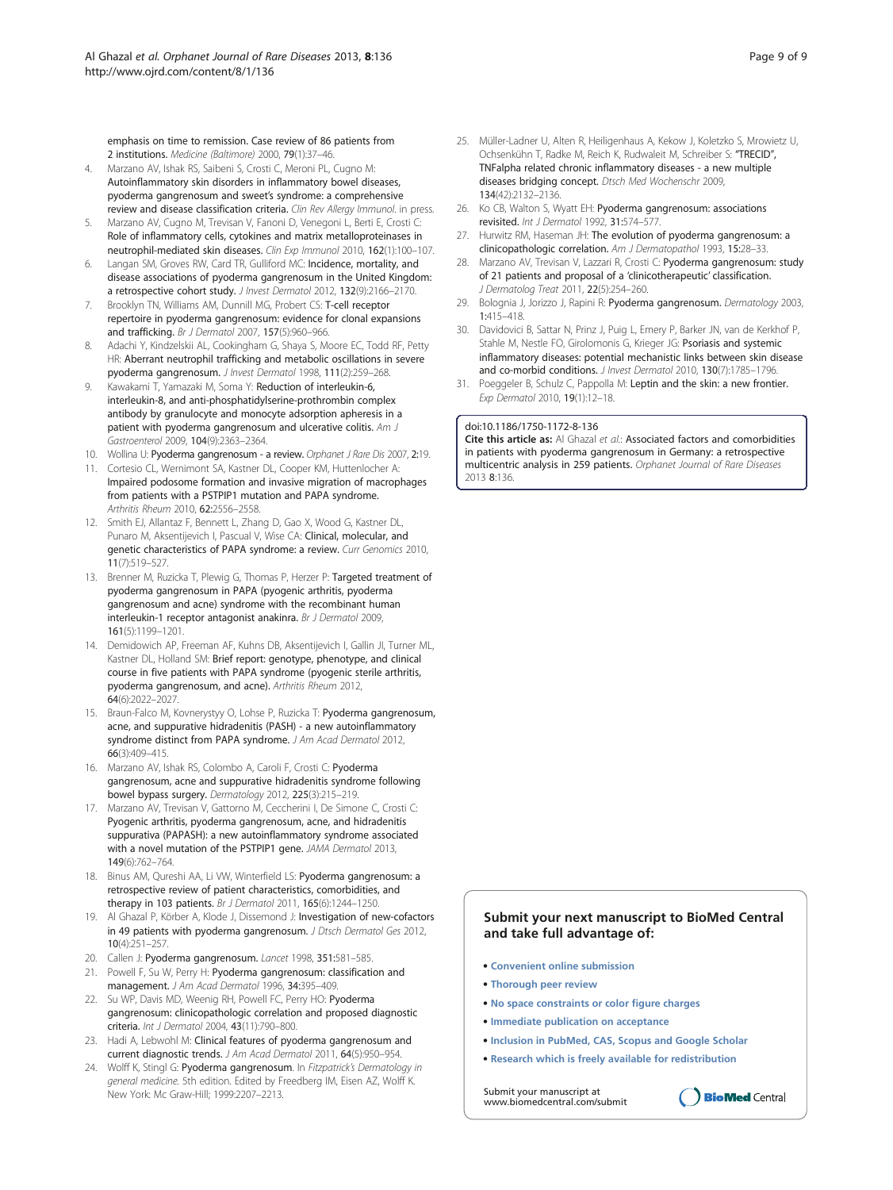emphasis on time to remission. Case review of 86 patients from 2 institutions. *Medicine (Baltimore)* 2000, **79**(1):37–46.

4. Marzano AV, Ishak RS, Saibeni S, Crosti C, Meroni PL, Cugno M: **Autoinflammatory skin disorders in inflammatory bowel diseases, pyoderma gangrenosum and sweet's syndrome: a comprehensive review and disease classification criteria.** *Clin Rev Allergy Immunol*. in press.
5. Marzano AV, Cugno M, Trevisan V, Fanoni D, Venegoni L, Berti E, Crosti C: **Role of inflammatory cells, cytokines and matrix metalloproteinases in neutrophil-mediated skin diseases.** *Clin Exp Immunol* 2010, **162**(1):100–107.
6. Langan SM, Groves RW, Card TR, Gulliford MC: **Incidence, mortality, and disease associations of pyoderma gangrenosum in the United Kingdom: a retrospective cohort study.** *J Invest Dermatol* 2012, **132**(9):2166–2170.
7. Brooklyn TN, Williams AM, Dunnill MG, Probert CS: **T-cell receptor repertoire in pyoderma gangrenosum: evidence for clonal expansions and trafficking.** *Br J Dermatol* 2007, **157**(5):960–966.
8. Adachi Y, Kindzelskii AL, Cookingham G, Shaya S, Moore EC, Todd RF, Petty HR: **Aberrant neutrophil trafficking and metabolic oscillations in severe pyoderma gangrenosum.** *J Invest Dermatol* 1998, **111**(2):259–268.
9. Kawakami T, Yamazaki M, Soma Y: **Reduction of interleukin-6, interleukin-8, and anti-phosphatidylserine-prothrombin complex antibody by granulocyte and monocyte adsorption apheresis in a patient with pyoderma gangrenosum and ulcerative colitis.** *Am J Gastroenterol* 2009, **104**(9):2363–2364.
10. Wollina U: **Pyoderma gangrenosum - a review.** *Orphanet J Rare Dis* 2007, **2**:19.
11. Cortesio CL, Wernimont SA, Kastner DL, Cooper KM, Huttenlocher A: **Impaired podosome formation and invasive migration of macrophages from patients with a PSTPIP1 mutation and PAPA syndrome.** *Arthritis Rheum* 2010, **62**:2556–2558.
12. Smith EJ, Allantaz F, Bennett L, Zhang D, Gao X, Wood G, Kastner DL, Punaro M, Aksentijevich I, Pascual V, Wise CA: **Clinical, molecular, and genetic characteristics of PAPA syndrome: a review.** *Curr Genomics* 2010, **11**(7):519–527.
13. Brenner M, Ruzicka T, Plewig G, Thomas P, Herzer P: **Targeted treatment of pyoderma gangrenosum in PAPA (pyogenic arthritis, pyoderma gangrenosum and acne) syndrome with the recombinant human interleukin-1 receptor antagonist anakinra.** *Br J Dermatol* 2009, **161**(5):1199–1201.
14. Demidowich AP, Freeman AF, Kuhns DB, Aksentijevich I, Gallin JI, Turner ML, Kastner DL, Holland SM: **Brief report: genotype, phenotype, and clinical course in five patients with PAPA syndrome (pyogenic sterile arthritis, pyoderma gangrenosum, and acne).** *Arthritis Rheum* 2012, **64**(6):2022–2027.
15. Braun-Falco M, Kovnerystyy O, Lohse P, Ruzicka T: **Pyoderma gangrenosum, acne, and suppurative hidradenitis (PASH) - a new autoinflammatory syndrome distinct from PAPA syndrome.** *J Am Acad Dermatol* 2012, **66**(3):409–415.
16. Marzano AV, Ishak RS, Colombo A, Caroli F, Crosti C: **Pyoderma gangrenosum, acne and suppurative hidradenitis syndrome following bowel bypass surgery.** *Dermatology* 2012, **225**(3):215–219.
17. Marzano AV, Trevisan V, Gattorno M, Ceccherini I, De Simone C, Crosti C: **Pyogenic arthritis, pyoderma gangrenosum, acne, and hidradenitis suppurativa (PAPASH): a new autoinflammatory syndrome associated with a novel mutation of the PSTPIP1 gene.** *JAMA Dermatol* 2013, **149**(6):762–764.
18. Binus AM, Qureshi AA, Li VW, Winterfield LS: **Pyoderma gangrenosum: a retrospective review of patient characteristics, comorbidities, and therapy in 103 patients.** *Br J Dermatol* 2011, **165**(6):1244–1250.
19. Al Ghazal P, Körber A, Klode J, Dissemond J: **Investigation of new-cofactors in 49 patients with pyoderma gangrenosum.** *J Dtsch Dermatol Ges* 2012, **10**(4):251–257.
20. Callen J: **Pyoderma gangrenosum.** *Lancet* 1998, **351**:581–585.
21. Powell F, Su W, Perry H: **Pyoderma gangrenosum: classification and management.** *J Am Acad Dermatol* 1996, **34**:395–409.
22. Su WP, Davis MD, Weenig RH, Powell FC, Perry HO: **Pyoderma gangrenosum: clinicopathologic correlation and proposed diagnostic criteria.** *Int J Dermatol* 2004, **43**(11):790–800.
23. Hadi A, Lebwohl M: **Clinical features of pyoderma gangrenosum and current diagnostic trends.** *J Am Acad Dermatol* 2011, **64**(5):950–954.
24. Wolff K, Stingl G: **Pyoderma gangrenosum.** In *Fitzpatrick's Dermatology in general medicine*. 5th edition. Edited by Freedberg IM, Eisen AZ, Wolff K. New York: Mc Graw-Hill; 1999:2207–2213.
25. Müller-Ladner U, Alten R, Heiligenhaus A, Kekow J, Koletzko S, Mrowietz U, Ochsenkühn T, Radke M, Reich K, Rudwaleit M, Schreiber S: **"TRECID", TNFalpha related chronic inflammatory diseases - a new multiple diseases bridging concept.** *Dtsch Med Wochenschr* 2009, **134**(42):2132–2136.
26. Ko CB, Walton S, Wyatt EH: **Pyoderma gangrenosum: associations revisited.** *Int J Dermatol* 1992, **31**:574–577.
27. Hurwitz RM, Haseman JH: **The evolution of pyoderma gangrenosum: a clinicopathologic correlation.** *Am J Dermatopathol* 1993, **15**:28–33.
28. Marzano AV, Trevisan V, Lazzari R, Crosti C: **Pyoderma gangrenosum: study of 21 patients and proposal of a 'clinicotherapeutic' classification.** *J Dermatolog Treat* 2011, **22**(5):254–260.
29. Bolognia J, Jorizzo J, Rapini R: **Pyoderma gangrenosum.** *Dermatology* 2003, **1**:415–418.
30. Davidovici B, Sattar N, Prinz J, Puig L, Emery P, Barker JN, van de Kerkhof P, Stahle M, Nestle FO, Girolomonis G, Krieger JG: **Psoriasis and systemic inflammatory diseases: potential mechanistic links between skin disease and co-morbid conditions.** *J Invest Dermatol* 2010, **130**(7):1785–1796.
31. Poeggeler B, Schulz C, Pappolla M: **Leptin and the skin: a new frontier.** *Exp Dermatol* 2010, **19**(1):12–18.

doi:10.1186/1750-1172-8-136

**Cite this article as:** Al Ghazal *et al.*: Associated factors and comorbidities in patients with pyoderma gangrenosum in Germany: a retrospective multicentric analysis in 259 patients. *Orphanet Journal of Rare Diseases* 2013 **8**:136.

**Submit your next manuscript to BioMed Central and take full advantage of:**

- **Convenient online submission**
- **Thorough peer review**
- **No space constraints or color figure charges**
- **Immediate publication on acceptance**
- **Inclusion in PubMed, CAS, Scopus and Google Scholar**
- **Research which is freely available for redistribution**

Submit your manuscript at www.biomedcentral.com/submit

BioMed Central